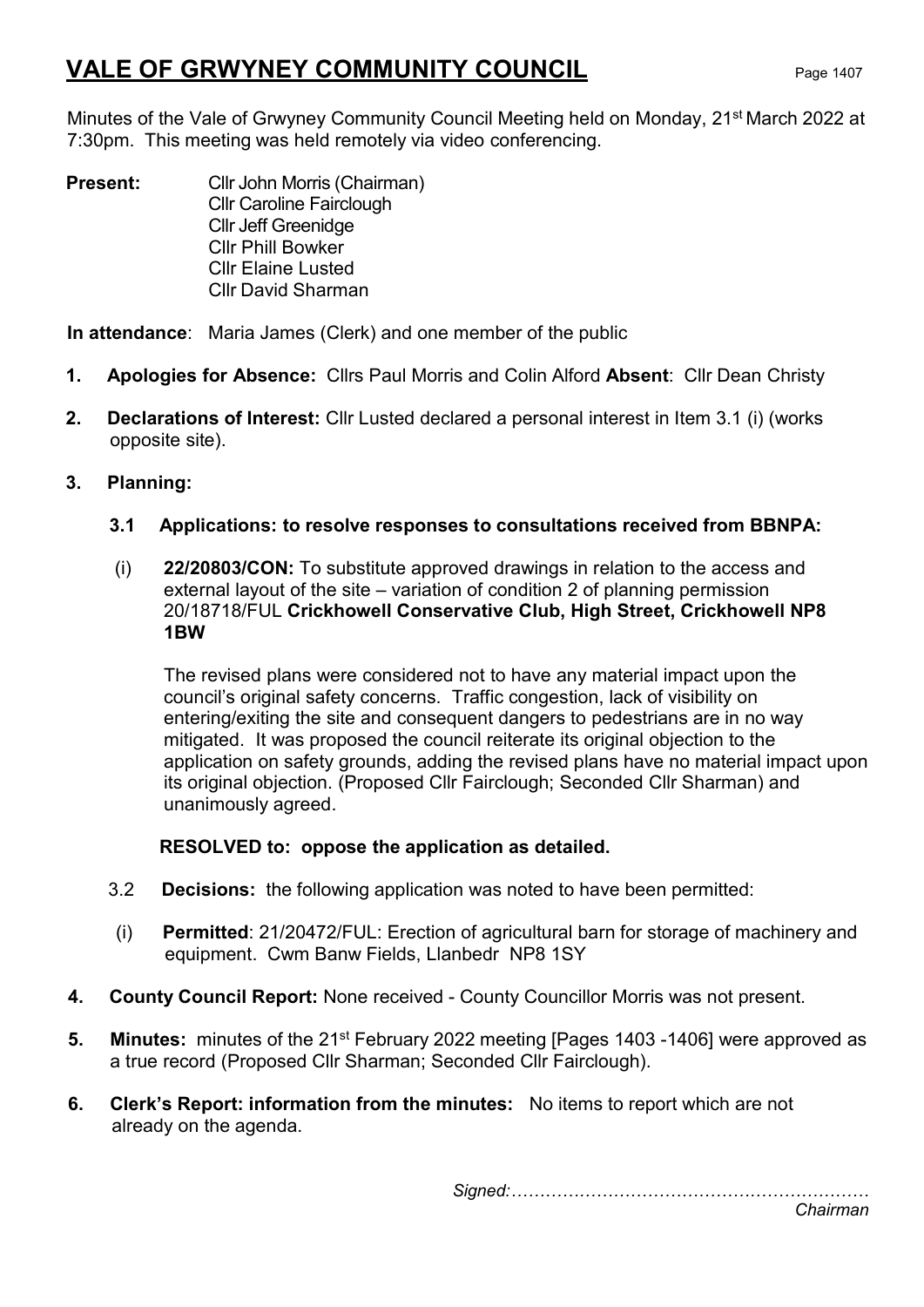# VALE OF GRWYNEY COMMUNITY COUNCIL

Minutes of the Vale of Grwyney Community Council Meeting held on Monday, 21st March 2022 at 7:30pm. This meeting was held remotely via video conferencing.

**Present:** Cllr John Morris (Chairman)
Cllr Caroline Fairclough
Cllr Jeff Greenidge
Cllr Phill Bowker
Cllr Elaine Lusted
Cllr David Sharman

**In attendance**: Maria James (Clerk) and one member of the public

1. **Apologies for Absence:** Cllrs Paul Morris and Colin Alford **Absent**: Cllr Dean Christy

2. **Declarations of Interest:** Cllr Lusted declared a personal interest in Item 3.1 (i) (works opposite site).

3. **Planning:**

   **3.1 Applications: to resolve responses to consultations received from BBNPA:**

   (i) **22/20803/CON:** To substitute approved drawings in relation to the access and external layout of the site – variation of condition 2 of planning permission 20/18718/FUL **Crickhowell Conservative Club, High Street, Crickhowell NP8 1BW**

   The revised plans were considered not to have any material impact upon the council's original safety concerns. Traffic congestion, lack of visibility on entering/exiting the site and consequent dangers to pedestrians are in no way mitigated. It was proposed the council reiterate its original objection to the application on safety grounds, adding the revised plans have no material impact upon its original objection. (Proposed Cllr Fairclough; Seconded Cllr Sharman) and unanimously agreed.

   **RESOLVED to: oppose the application as detailed.**

   3.2 **Decisions:** the following application was noted to have been permitted:

   (i) **Permitted**: 21/20472/FUL: Erection of agricultural barn for storage of machinery and equipment. Cwm Banw Fields, Llanbedr NP8 1SY

4. **County Council Report:** None received - County Councillor Morris was not present.

5. **Minutes:** minutes of the 21st February 2022 meeting [Pages 1403 -1406] were approved as a true record (Proposed Cllr Sharman; Seconded Cllr Fairclough).

6. **Clerk's Report: information from the minutes:** No items to report which are not already on the agenda.

*Signed:…………………………………………………………*
*Chairman*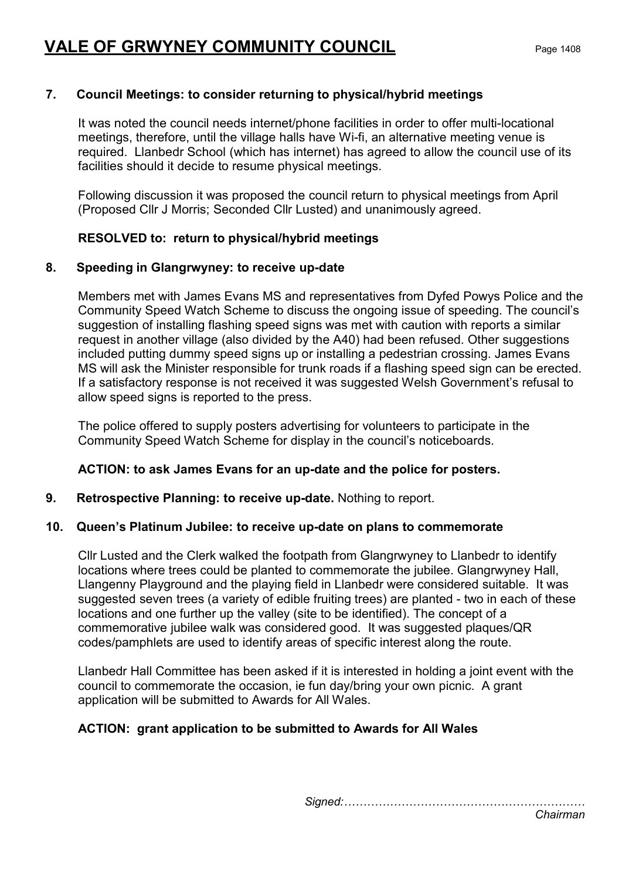# VALE OF GRWYNEY COMMUNITY COUNCIL

**7. Council Meetings: to consider returning to physical/hybrid meetings**

It was noted the council needs internet/phone facilities in order to offer multi-locational meetings, therefore, until the village halls have Wi-fi, an alternative meeting venue is required. Llanbedr School (which has internet) has agreed to allow the council use of its facilities should it decide to resume physical meetings.

Following discussion it was proposed the council return to physical meetings from April (Proposed Cllr J Morris; Seconded Cllr Lusted) and unanimously agreed.

**RESOLVED to: return to physical/hybrid meetings**

**8. Speeding in Glangrwyney: to receive up-date**

Members met with James Evans MS and representatives from Dyfed Powys Police and the Community Speed Watch Scheme to discuss the ongoing issue of speeding. The council's suggestion of installing flashing speed signs was met with caution with reports a similar request in another village (also divided by the A40) had been refused. Other suggestions included putting dummy speed signs up or installing a pedestrian crossing. James Evans MS will ask the Minister responsible for trunk roads if a flashing speed sign can be erected. If a satisfactory response is not received it was suggested Welsh Government's refusal to allow speed signs is reported to the press.

The police offered to supply posters advertising for volunteers to participate in the Community Speed Watch Scheme for display in the council's noticeboards.

**ACTION: to ask James Evans for an up-date and the police for posters.**

**9. Retrospective Planning: to receive up-date.** Nothing to report.

**10. Queen's Platinum Jubilee: to receive up-date on plans to commemorate**

Cllr Lusted and the Clerk walked the footpath from Glangrwyney to Llanbedr to identify locations where trees could be planted to commemorate the jubilee. Glangrwyney Hall, Llangenny Playground and the playing field in Llanbedr were considered suitable. It was suggested seven trees (a variety of edible fruiting trees) are planted - two in each of these locations and one further up the valley (site to be identified). The concept of a commemorative jubilee walk was considered good. It was suggested plaques/QR codes/pamphlets are used to identify areas of specific interest along the route.

Llanbedr Hall Committee has been asked if it is interested in holding a joint event with the council to commemorate the occasion, ie fun day/bring your own picnic. A grant application will be submitted to Awards for All Wales.

**ACTION: grant application to be submitted to Awards for All Wales**

*Signed:………………………………………………………*
*Chairman*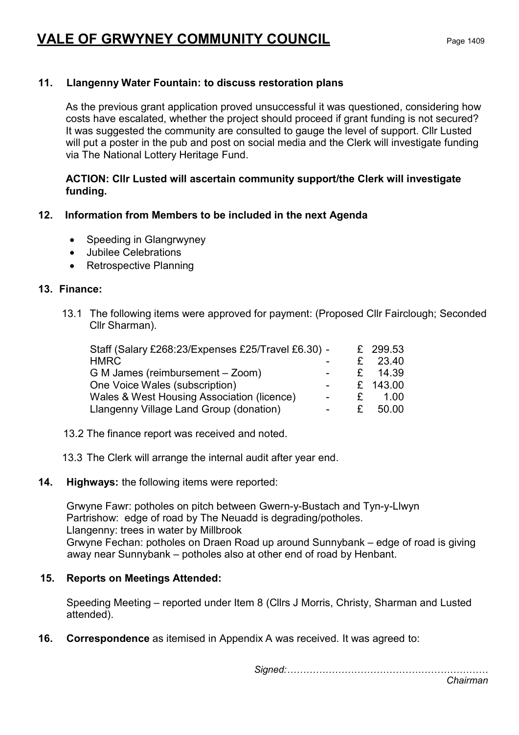# VALE OF GRWYNEY COMMUNITY COUNCIL

**11. Llangenny Water Fountain: to discuss restoration plans**

As the previous grant application proved unsuccessful it was questioned, considering how costs have escalated, whether the project should proceed if grant funding is not secured? It was suggested the community are consulted to gauge the level of support. Cllr Lusted will put a poster in the pub and post on social media and the Clerk will investigate funding via The National Lottery Heritage Fund.

**ACTION: Cllr Lusted will ascertain community support/the Clerk will investigate funding.**

**12. Information from Members to be included in the next Agenda**

- Speeding in Glangrwyney
- Jubilee Celebrations
- Retrospective Planning

**13. Finance:**

13.1 The following items were approved for payment: (Proposed Cllr Fairclough; Seconded Cllr Sharman).

| | | |
|---|---|---|
| Staff (Salary £268:23/Expenses £25/Travel £6.30) | - | £ 299.53 |
| HMRC | - | £ 23.40 |
| G M James (reimbursement – Zoom) | - | £ 14.39 |
| One Voice Wales (subscription) | - | £ 143.00 |
| Wales & West Housing Association (licence) | - | £ 1.00 |
| Llangenny Village Land Group (donation) | - | £ 50.00 |

13.2 The finance report was received and noted.

13.3 The Clerk will arrange the internal audit after year end.

**14. Highways:** the following items were reported:

Grwyne Fawr: potholes on pitch between Gwern-y-Bustach and Tyn-y-Llwyn
Partrishow: edge of road by The Neuadd is degrading/potholes.
Llangenny: trees in water by Millbrook
Grwyne Fechan: potholes on Draen Road up around Sunnybank – edge of road is giving away near Sunnybank – potholes also at other end of road by Henbant.

**15. Reports on Meetings Attended:**

Speeding Meeting – reported under Item 8 (Cllrs J Morris, Christy, Sharman and Lusted attended).

**16. Correspondence** as itemised in Appendix A was received. It was agreed to:

*Signed:………………………………………………………*
*Chairman*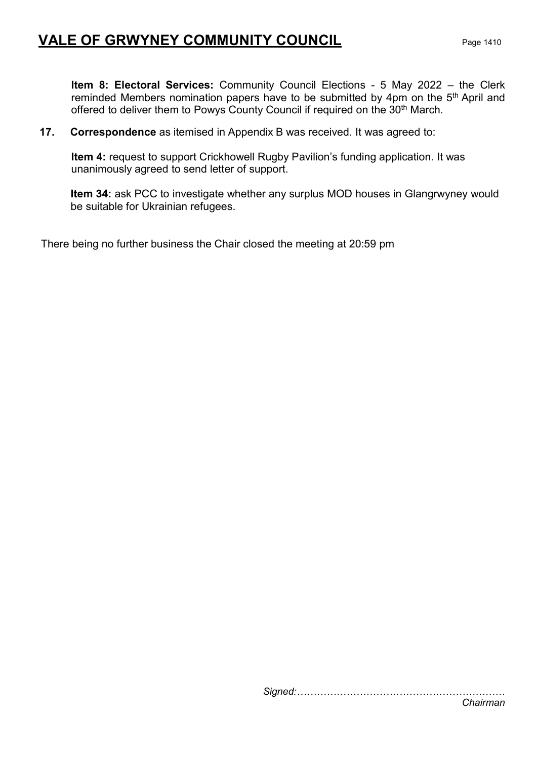**Item 8: Electoral Services:** Community Council Elections - 5 May 2022 – the Clerk reminded Members nomination papers have to be submitted by 4pm on the 5th April and offered to deliver them to Powys County Council if required on the 30th March.

**17. Correspondence** as itemised in Appendix B was received. It was agreed to:

**Item 4:** request to support Crickhowell Rugby Pavilion's funding application. It was unanimously agreed to send letter of support.

**Item 34:** ask PCC to investigate whether any surplus MOD houses in Glangrwyney would be suitable for Ukrainian refugees.

There being no further business the Chair closed the meeting at 20:59 pm

*Signed:………………………………………………………*
*Chairman*